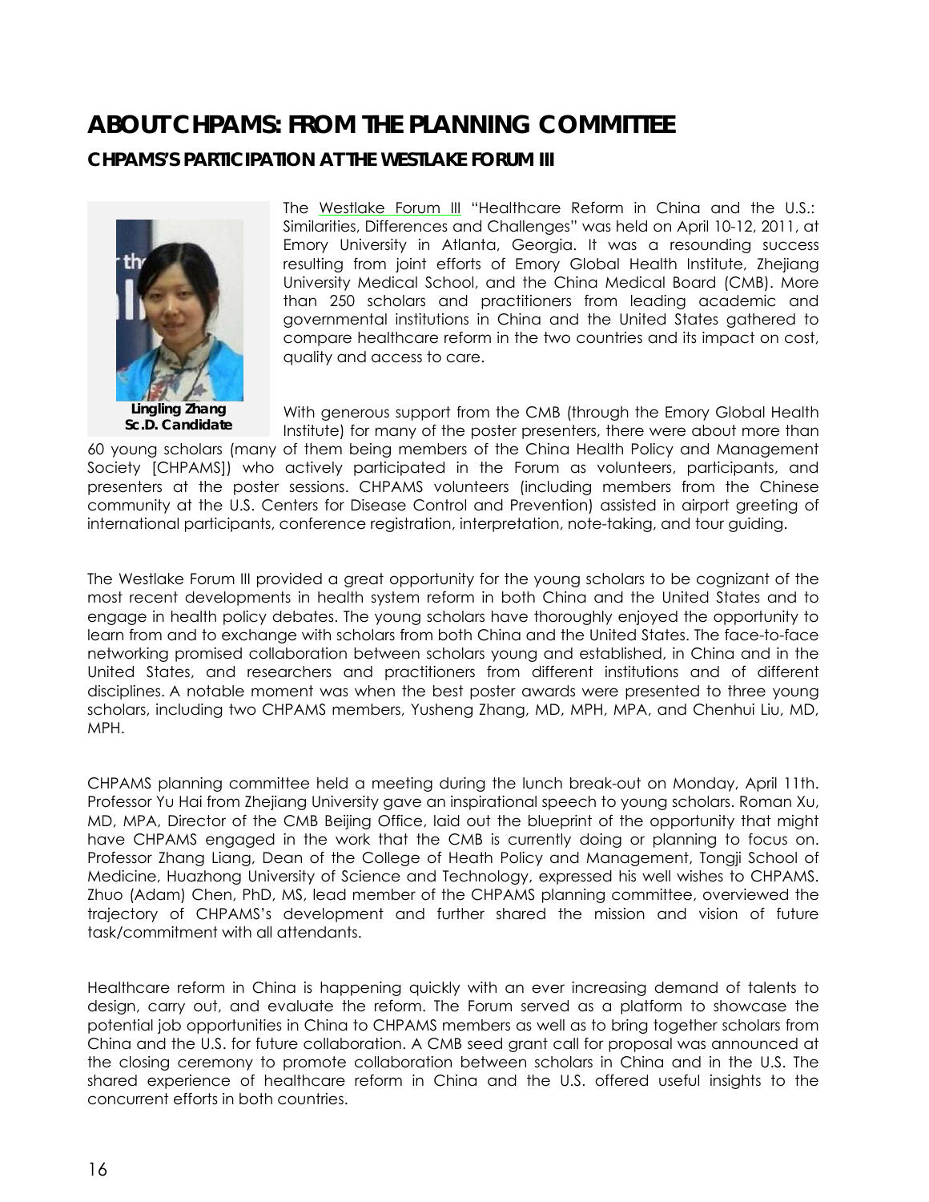# ABOUT CHPAMS: FROM THE PLANNING COMMITTEE

## CHPAMS'S PARTICIPATION AT THE WESTLAKE FORUM III

**Lingling Zhang**
**Sc.D. Candidate**

The Westlake Forum III "Healthcare Reform in China and the U.S.: Similarities, Differences and Challenges" was held on April 10-12, 2011, at Emory University in Atlanta, Georgia. It was a resounding success resulting from joint efforts of Emory Global Health Institute, Zhejiang University Medical School, and the China Medical Board (CMB). More than 250 scholars and practitioners from leading academic and governmental institutions in China and the United States gathered to compare healthcare reform in the two countries and its impact on cost, quality and access to care.

With generous support from the CMB (through the Emory Global Health Institute) for many of the poster presenters, there were about more than 60 young scholars (many of them being members of the China Health Policy and Management Society [CHPAMS]) who actively participated in the Forum as volunteers, participants, and presenters at the poster sessions. CHPAMS volunteers (including members from the Chinese community at the U.S. Centers for Disease Control and Prevention) assisted in airport greeting of international participants, conference registration, interpretation, note-taking, and tour guiding.

The Westlake Forum III provided a great opportunity for the young scholars to be cognizant of the most recent developments in health system reform in both China and the United States and to engage in health policy debates. The young scholars have thoroughly enjoyed the opportunity to learn from and to exchange with scholars from both China and the United States. The face-to-face networking promised collaboration between scholars young and established, in China and in the United States, and researchers and practitioners from different institutions and of different disciplines. A notable moment was when the best poster awards were presented to three young scholars, including two CHPAMS members, Yusheng Zhang, MD, MPH, MPA, and Chenhui Liu, MD, MPH.

CHPAMS planning committee held a meeting during the lunch break-out on Monday, April 11th. Professor Yu Hai from Zhejiang University gave an inspirational speech to young scholars. Roman Xu, MD, MPA, Director of the CMB Beijing Office, laid out the blueprint of the opportunity that might have CHPAMS engaged in the work that the CMB is currently doing or planning to focus on. Professor Zhang Liang, Dean of the College of Heath Policy and Management, Tongji School of Medicine, Huazhong University of Science and Technology, expressed his well wishes to CHPAMS. Zhuo (Adam) Chen, PhD, MS, lead member of the CHPAMS planning committee, overviewed the trajectory of CHPAMS's development and further shared the mission and vision of future task/commitment with all attendants.

Healthcare reform in China is happening quickly with an ever increasing demand of talents to design, carry out, and evaluate the reform. The Forum served as a platform to showcase the potential job opportunities in China to CHPAMS members as well as to bring together scholars from China and the U.S. for future collaboration. A CMB seed grant call for proposal was announced at the closing ceremony to promote collaboration between scholars in China and in the U.S. The shared experience of healthcare reform in China and the U.S. offered useful insights to the concurrent efforts in both countries.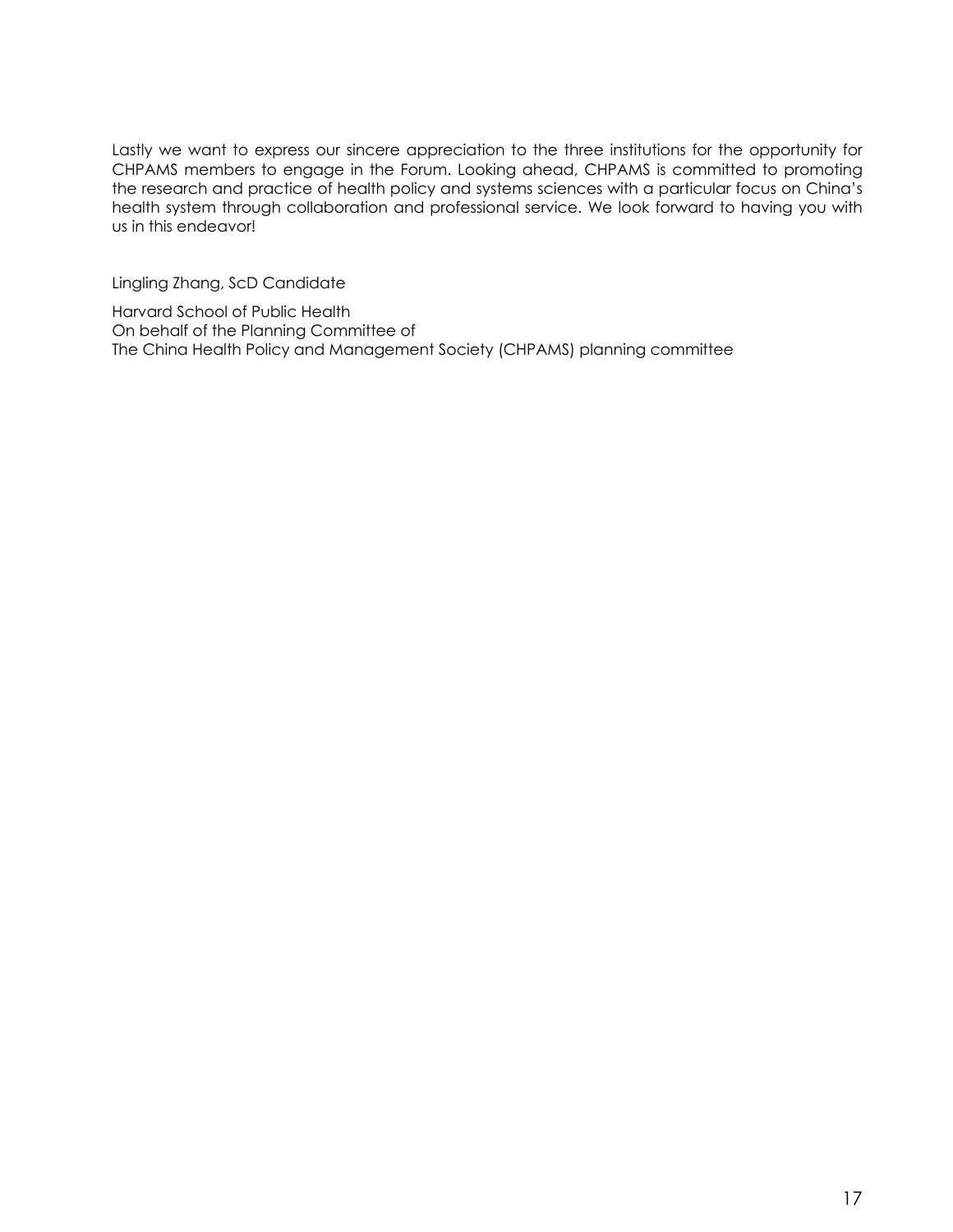Lastly we want to express our sincere appreciation to the three institutions for the opportunity for CHPAMS members to engage in the Forum. Looking ahead, CHPAMS is committed to promoting the research and practice of health policy and systems sciences with a particular focus on China's health system through collaboration and professional service. We look forward to having you with us in this endeavor!

Lingling Zhang, ScD Candidate

Harvard School of Public Health
On behalf of the Planning Committee of
The China Health Policy and Management Society (CHPAMS) planning committee